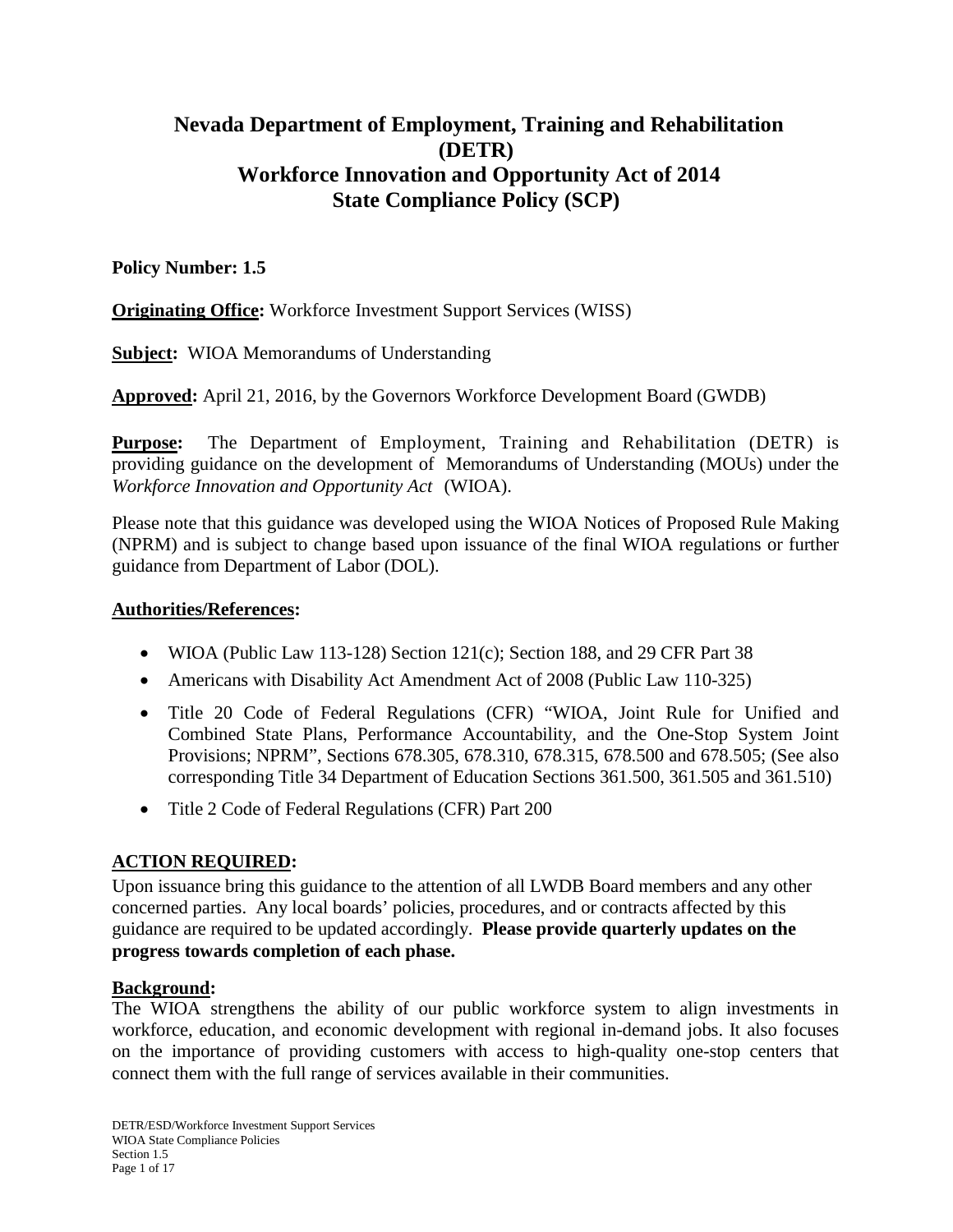# Nevada Department of Employment, Training and Rehabilitation (DETR)
# Workforce Innovation and Opportunity Act of 2014
# State Compliance Policy (SCP)

**Policy Number: 1.5**

**Originating Office:** Workforce Investment Support Services (WISS)

**Subject:** WIOA Memorandums of Understanding

**Approved:** April 21, 2016, by the Governors Workforce Development Board (GWDB)

**Purpose:** The Department of Employment, Training and Rehabilitation (DETR) is providing guidance on the development of Memorandums of Understanding (MOUs) under the *Workforce Innovation and Opportunity Act* (WIOA).

Please note that this guidance was developed using the WIOA Notices of Proposed Rule Making (NPRM) and is subject to change based upon issuance of the final WIOA regulations or further guidance from Department of Labor (DOL).

**Authorities/References:**

- WIOA (Public Law 113-128) Section 121(c); Section 188, and 29 CFR Part 38
- Americans with Disability Act Amendment Act of 2008 (Public Law 110-325)
- Title 20 Code of Federal Regulations (CFR) "WIOA, Joint Rule for Unified and Combined State Plans, Performance Accountability, and the One-Stop System Joint Provisions; NPRM", Sections 678.305, 678.310, 678.315, 678.500 and 678.505; (See also corresponding Title 34 Department of Education Sections 361.500, 361.505 and 361.510)
- Title 2 Code of Federal Regulations (CFR) Part 200

**ACTION REQUIRED:**

Upon issuance bring this guidance to the attention of all LWDB Board members and any other concerned parties. Any local boards' policies, procedures, and or contracts affected by this guidance are required to be updated accordingly. **Please provide quarterly updates on the progress towards completion of each phase.**

**Background:**

The WIOA strengthens the ability of our public workforce system to align investments in workforce, education, and economic development with regional in-demand jobs. It also focuses on the importance of providing customers with access to high-quality one-stop centers that connect them with the full range of services available in their communities.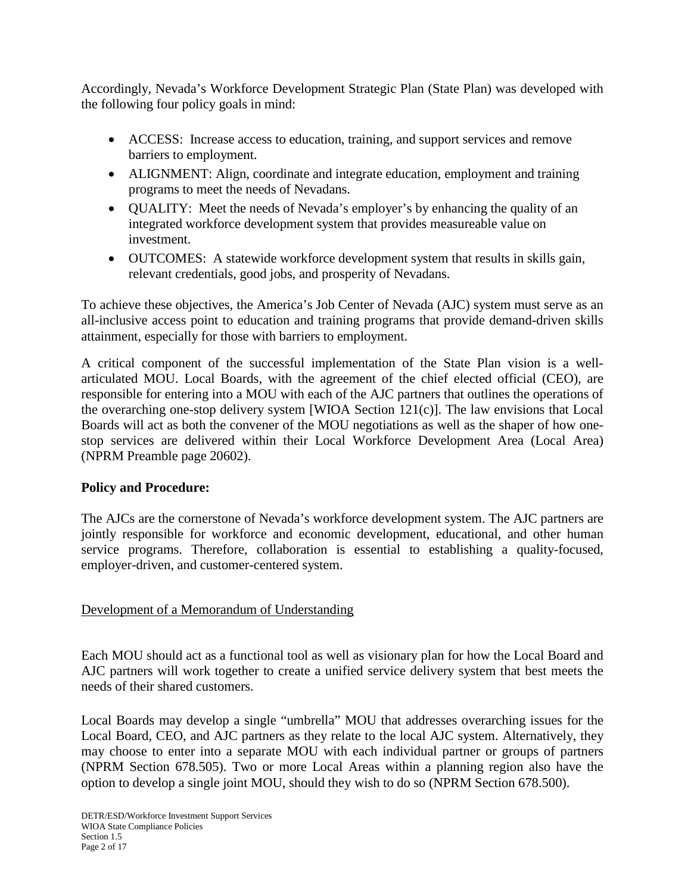Accordingly, Nevada's Workforce Development Strategic Plan (State Plan) was developed with the following four policy goals in mind:

- ACCESS: Increase access to education, training, and support services and remove barriers to employment.
- ALIGNMENT: Align, coordinate and integrate education, employment and training programs to meet the needs of Nevadans.
- QUALITY: Meet the needs of Nevada's employer's by enhancing the quality of an integrated workforce development system that provides measureable value on investment.
- OUTCOMES: A statewide workforce development system that results in skills gain, relevant credentials, good jobs, and prosperity of Nevadans.

To achieve these objectives, the America's Job Center of Nevada (AJC) system must serve as an all-inclusive access point to education and training programs that provide demand-driven skills attainment, especially for those with barriers to employment.

A critical component of the successful implementation of the State Plan vision is a well-articulated MOU. Local Boards, with the agreement of the chief elected official (CEO), are responsible for entering into a MOU with each of the AJC partners that outlines the operations of the overarching one-stop delivery system [WIOA Section 121(c)]. The law envisions that Local Boards will act as both the convener of the MOU negotiations as well as the shaper of how one-stop services are delivered within their Local Workforce Development Area (Local Area) (NPRM Preamble page 20602).

**Policy and Procedure:**

The AJCs are the cornerstone of Nevada's workforce development system. The AJC partners are jointly responsible for workforce and economic development, educational, and other human service programs. Therefore, collaboration is essential to establishing a quality-focused, employer-driven, and customer-centered system.

<u>Development of a Memorandum of Understanding</u>

Each MOU should act as a functional tool as well as visionary plan for how the Local Board and AJC partners will work together to create a unified service delivery system that best meets the needs of their shared customers.

Local Boards may develop a single "umbrella" MOU that addresses overarching issues for the Local Board, CEO, and AJC partners as they relate to the local AJC system. Alternatively, they may choose to enter into a separate MOU with each individual partner or groups of partners (NPRM Section 678.505). Two or more Local Areas within a planning region also have the option to develop a single joint MOU, should they wish to do so (NPRM Section 678.500).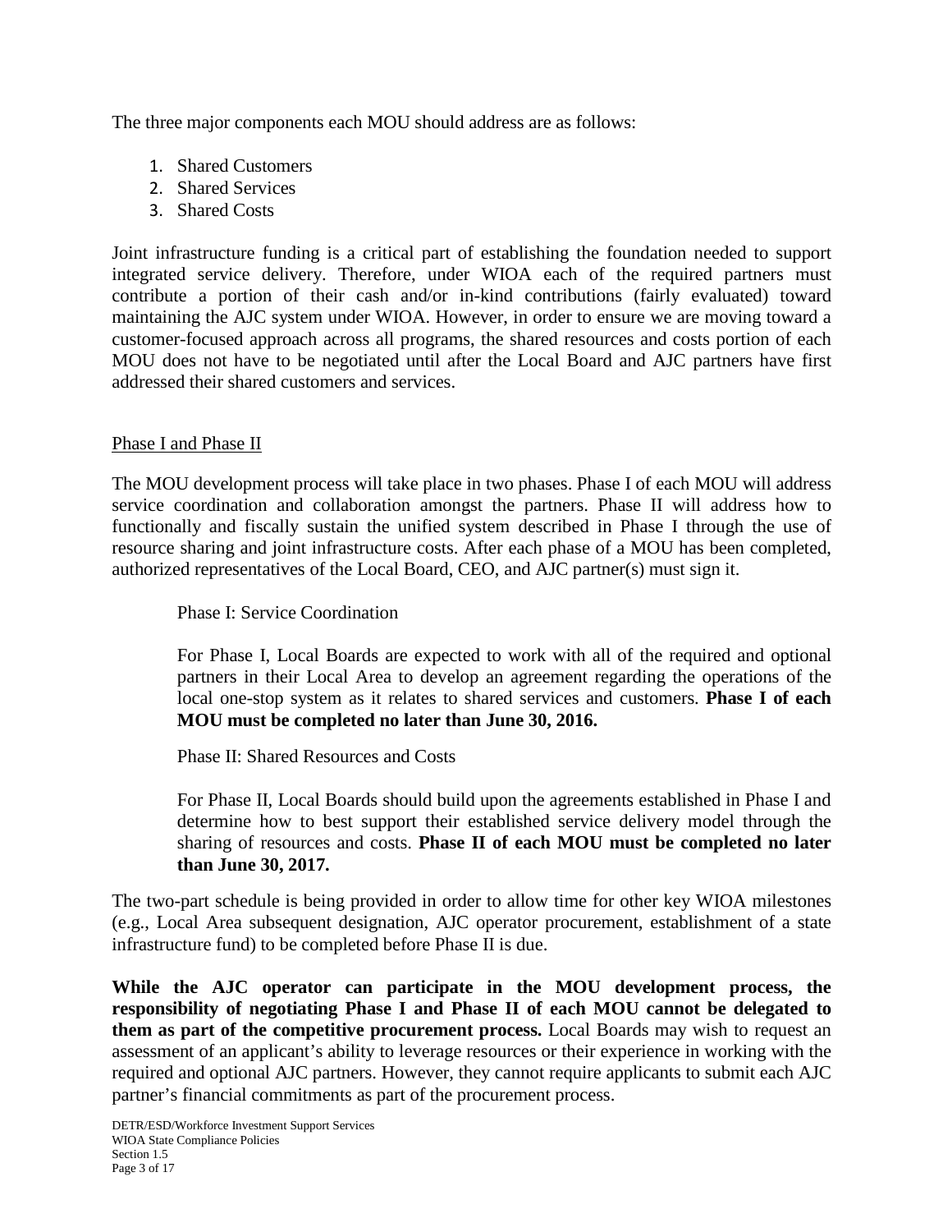The three major components each MOU should address are as follows:

1. Shared Customers
2. Shared Services
3. Shared Costs

Joint infrastructure funding is a critical part of establishing the foundation needed to support integrated service delivery. Therefore, under WIOA each of the required partners must contribute a portion of their cash and/or in-kind contributions (fairly evaluated) toward maintaining the AJC system under WIOA. However, in order to ensure we are moving toward a customer-focused approach across all programs, the shared resources and costs portion of each MOU does not have to be negotiated until after the Local Board and AJC partners have first addressed their shared customers and services.

<u>Phase I and Phase II</u>

The MOU development process will take place in two phases. Phase I of each MOU will address service coordination and collaboration amongst the partners. Phase II will address how to functionally and fiscally sustain the unified system described in Phase I through the use of resource sharing and joint infrastructure costs. After each phase of a MOU has been completed, authorized representatives of the Local Board, CEO, and AJC partner(s) must sign it.

> Phase I: Service Coordination
>
> For Phase I, Local Boards are expected to work with all of the required and optional partners in their Local Area to develop an agreement regarding the operations of the local one-stop system as it relates to shared services and customers. **Phase I of each MOU must be completed no later than June 30, 2016.**
>
> Phase II: Shared Resources and Costs
>
> For Phase II, Local Boards should build upon the agreements established in Phase I and determine how to best support their established service delivery model through the sharing of resources and costs. **Phase II of each MOU must be completed no later than June 30, 2017.**

The two-part schedule is being provided in order to allow time for other key WIOA milestones (e.g., Local Area subsequent designation, AJC operator procurement, establishment of a state infrastructure fund) to be completed before Phase II is due.

**While the AJC operator can participate in the MOU development process, the responsibility of negotiating Phase I and Phase II of each MOU cannot be delegated to them as part of the competitive procurement process.** Local Boards may wish to request an assessment of an applicant's ability to leverage resources or their experience in working with the required and optional AJC partners. However, they cannot require applicants to submit each AJC partner's financial commitments as part of the procurement process.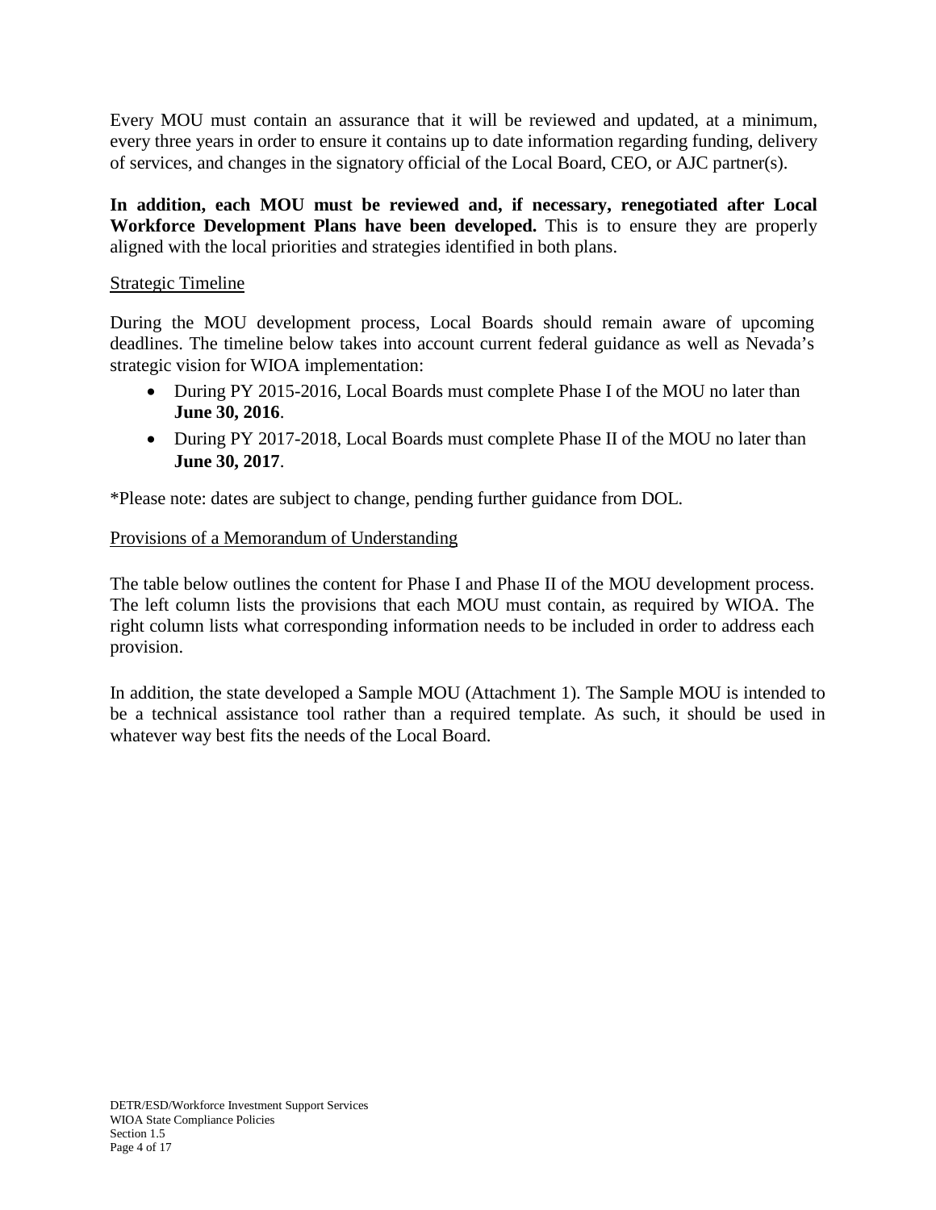Every MOU must contain an assurance that it will be reviewed and updated, at a minimum, every three years in order to ensure it contains up to date information regarding funding, delivery of services, and changes in the signatory official of the Local Board, CEO, or AJC partner(s).

**In addition, each MOU must be reviewed and, if necessary, renegotiated after Local Workforce Development Plans have been developed.** This is to ensure they are properly aligned with the local priorities and strategies identified in both plans.

<u>Strategic Timeline</u>

During the MOU development process, Local Boards should remain aware of upcoming deadlines. The timeline below takes into account current federal guidance as well as Nevada's strategic vision for WIOA implementation:

- During PY 2015-2016, Local Boards must complete Phase I of the MOU no later than **June 30, 2016**.
- During PY 2017-2018, Local Boards must complete Phase II of the MOU no later than **June 30, 2017**.

*Please note: dates are subject to change, pending further guidance from DOL.

<u>Provisions of a Memorandum of Understanding</u>

The table below outlines the content for Phase I and Phase II of the MOU development process. The left column lists the provisions that each MOU must contain, as required by WIOA. The right column lists what corresponding information needs to be included in order to address each provision.

In addition, the state developed a Sample MOU (Attachment 1). The Sample MOU is intended to be a technical assistance tool rather than a required template. As such, it should be used in whatever way best fits the needs of the Local Board.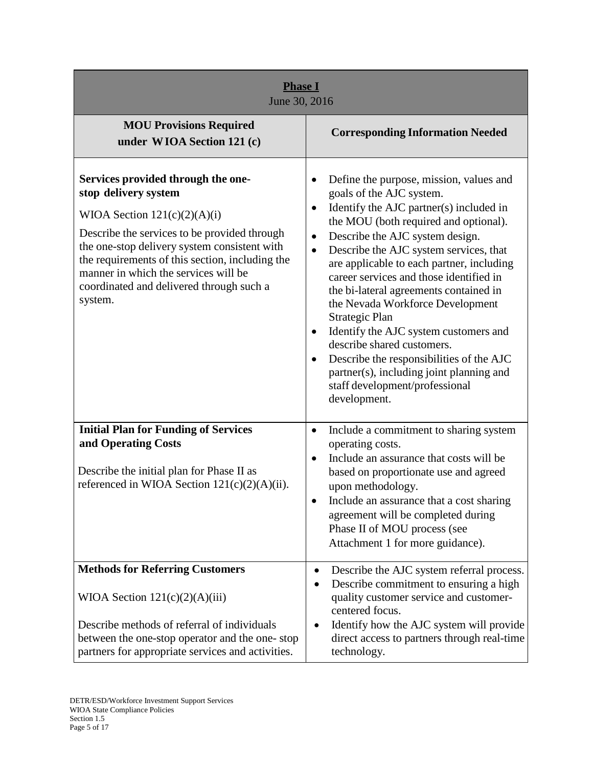| **Phase I**<br>June 30, 2016 | |
|---|---|
| **MOU Provisions Required under WIOA Section 121 (c)** | **Corresponding Information Needed** |
| **Services provided through the one-stop delivery system**<br><br>WIOA Section 121(c)(2)(A)(i)<br><br>Describe the services to be provided through the one-stop delivery system consistent with the requirements of this section, including the manner in which the services will be coordinated and delivered through such a system. | • Define the purpose, mission, values and goals of the AJC system.<br>• Identify the AJC partner(s) included in the MOU (both required and optional).<br>• Describe the AJC system design.<br>• Describe the AJC system services, that are applicable to each partner, including career services and those identified in the bi-lateral agreements contained in the Nevada Workforce Development Strategic Plan<br>• Identify the AJC system customers and describe shared customers.<br>• Describe the responsibilities of the AJC partner(s), including joint planning and staff development/professional development. |
| **Initial Plan for Funding of Services and Operating Costs**<br><br>Describe the initial plan for Phase II as referenced in WIOA Section 121(c)(2)(A)(ii). | • Include a commitment to sharing system operating costs.<br>• Include an assurance that costs will be based on proportionate use and agreed upon methodology.<br>• Include an assurance that a cost sharing agreement will be completed during Phase II of MOU process (see Attachment 1 for more guidance). |
| **Methods for Referring Customers**<br><br>WIOA Section 121(c)(2)(A)(iii)<br><br>Describe methods of referral of individuals between the one-stop operator and the one- stop partners for appropriate services and activities. | • Describe the AJC system referral process.<br>• Describe commitment to ensuring a high quality customer service and customer-centered focus.<br>• Identify how the AJC system will provide direct access to partners through real-time technology. |

DETR/ESD/Workforce Investment Support Services
WIOA State Compliance Policies
Section 1.5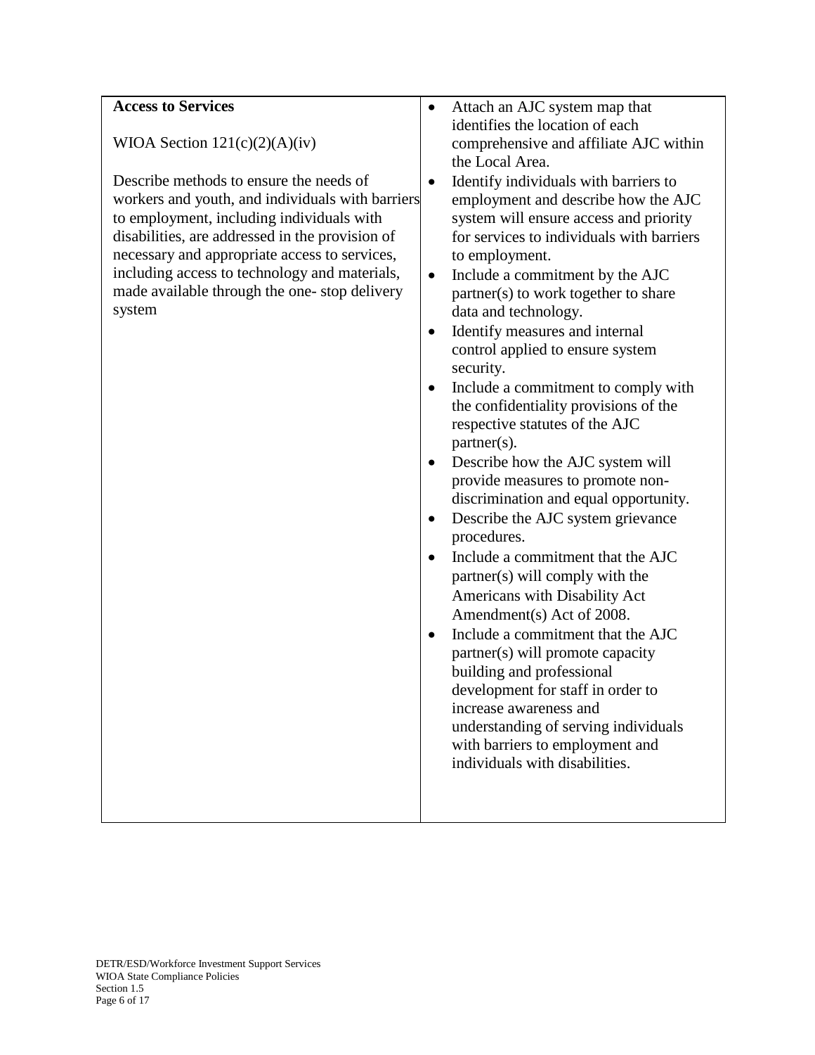| **Access to Services**<br><br>WIOA Section 121(c)(2)(A)(iv)<br><br>Describe methods to ensure the needs of workers and youth, and individuals with barriers to employment, including individuals with disabilities, are addressed in the provision of necessary and appropriate access to services, including access to technology and materials, made available through the one- stop delivery system | • Attach an AJC system map that identifies the location of each comprehensive and affiliate AJC within the Local Area.<br>• Identify individuals with barriers to employment and describe how the AJC system will ensure access and priority for services to individuals with barriers to employment.<br>• Include a commitment by the AJC partner(s) to work together to share data and technology.<br>• Identify measures and internal control applied to ensure system security.<br>• Include a commitment to comply with the confidentiality provisions of the respective statutes of the AJC partner(s).<br>• Describe how the AJC system will provide measures to promote non-discrimination and equal opportunity.<br>• Describe the AJC system grievance procedures.<br>• Include a commitment that the AJC partner(s) will comply with the Americans with Disability Act Amendment(s) Act of 2008.<br>• Include a commitment that the AJC partner(s) will promote capacity building and professional development for staff in order to increase awareness and understanding of serving individuals with barriers to employment and individuals with disabilities. |
|---|---|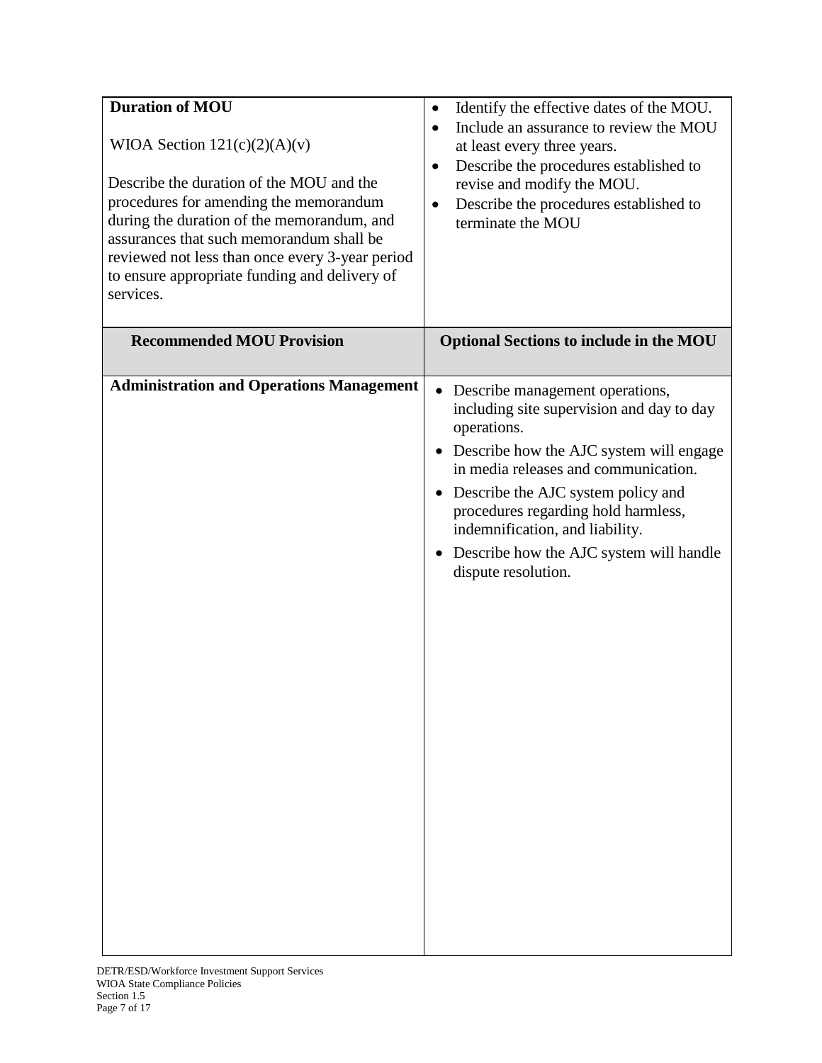| **Duration of MOU**<br><br>WIOA Section 121(c)(2)(A)(v)<br><br>Describe the duration of the MOU and the procedures for amending the memorandum during the duration of the memorandum, and assurances that such memorandum shall be reviewed not less than once every 3-year period to ensure appropriate funding and delivery of services. | • Identify the effective dates of the MOU.<br>• Include an assurance to review the MOU at least every three years.<br>• Describe the procedures established to revise and modify the MOU.<br>• Describe the procedures established to terminate the MOU |
|---|---|
| **Recommended MOU Provision** | **Optional Sections to include in the MOU** |
| **Administration and Operations Management** | • Describe management operations, including site supervision and day to day operations.<br>• Describe how the AJC system will engage in media releases and communication.<br>• Describe the AJC system policy and procedures regarding hold harmless, indemnification, and liability.<br>• Describe how the AJC system will handle dispute resolution. |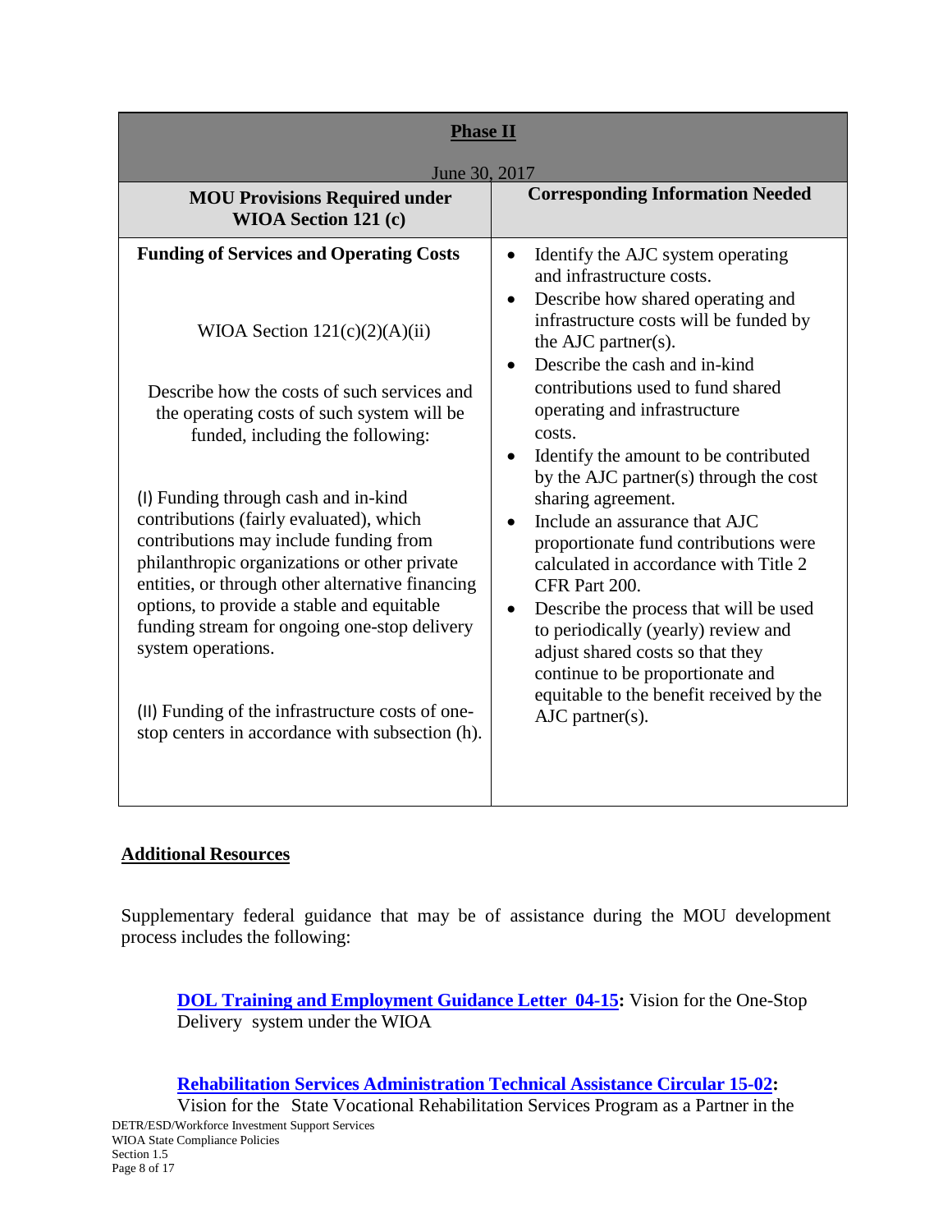| **Phase II**<br><br>June 30, 2017 | |
|---|---|
| **MOU Provisions Required under WIOA Section 121 (c)** | **Corresponding Information Needed** |
| **Funding of Services and Operating Costs**<br><br>WIOA Section 121(c)(2)(A)(ii)<br><br>Describe how the costs of such services and the operating costs of such system will be funded, including the following:<br><br>(I) Funding through cash and in-kind contributions (fairly evaluated), which contributions may include funding from philanthropic organizations or other private entities, or through other alternative financing options, to provide a stable and equitable funding stream for ongoing one-stop delivery system operations.<br><br>(II) Funding of the infrastructure costs of one-stop centers in accordance with subsection (h). | • Identify the AJC system operating and infrastructure costs.<br>• Describe how shared operating and infrastructure costs will be funded by the AJC partner(s).<br>• Describe the cash and in-kind contributions used to fund shared operating and infrastructure costs.<br>• Identify the amount to be contributed by the AJC partner(s) through the cost sharing agreement.<br>• Include an assurance that AJC proportionate fund contributions were calculated in accordance with Title 2 CFR Part 200.<br>• Describe the process that will be used to periodically (yearly) review and adjust shared costs so that they continue to be proportionate and equitable to the benefit received by the AJC partner(s). |

## Additional Resources

Supplementary federal guidance that may be of assistance during the MOU development process includes the following:

> **DOL Training and Employment Guidance Letter 04-15:** Vision for the One-Stop Delivery system under the WIOA

> **Rehabilitation Services Administration Technical Assistance Circular 15-02:** Vision for the State Vocational Rehabilitation Services Program as a Partner in the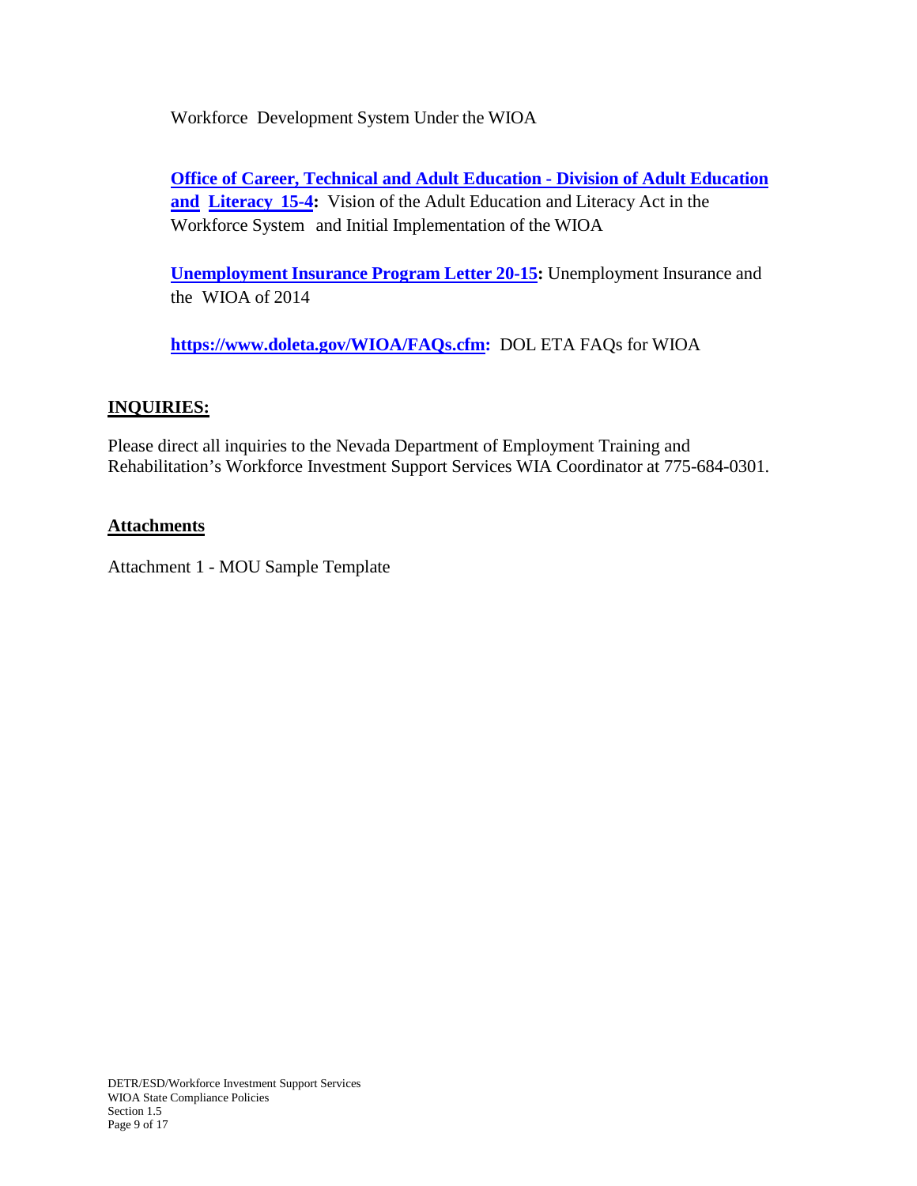Workforce Development System Under the WIOA

**Office of Career, Technical and Adult Education - Division of Adult Education and Literacy 15-4:** Vision of the Adult Education and Literacy Act in the Workforce System and Initial Implementation of the WIOA

**Unemployment Insurance Program Letter 20-15:** Unemployment Insurance and the WIOA of 2014

**https://www.doleta.gov/WIOA/FAQs.cfm:** DOL ETA FAQs for WIOA

## INQUIRIES:

Please direct all inquiries to the Nevada Department of Employment Training and Rehabilitation's Workforce Investment Support Services WIA Coordinator at 775-684-0301.

## Attachments

Attachment 1 - MOU Sample Template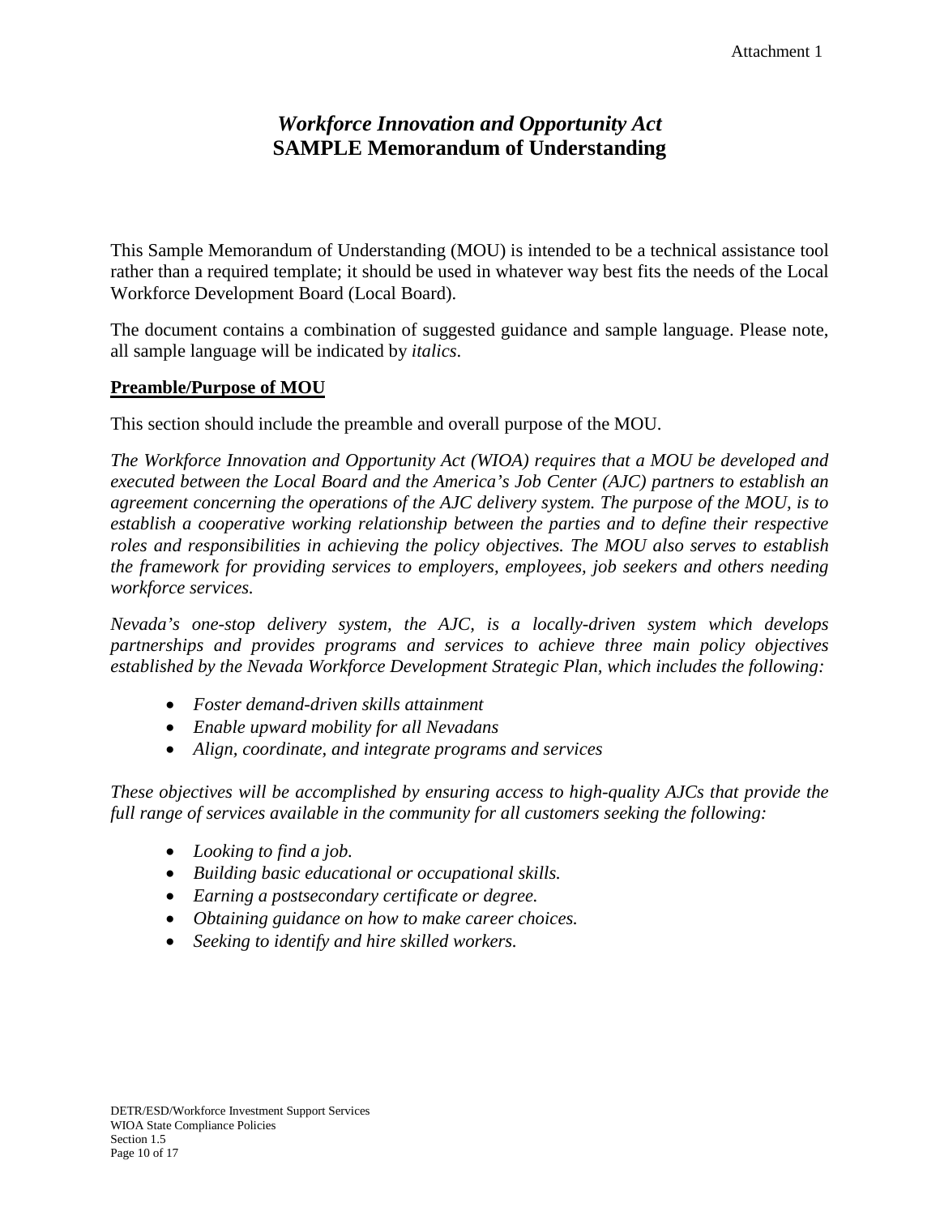Attachment 1

# *Workforce Innovation and Opportunity Act*
# SAMPLE Memorandum of Understanding

This Sample Memorandum of Understanding (MOU) is intended to be a technical assistance tool rather than a required template; it should be used in whatever way best fits the needs of the Local Workforce Development Board (Local Board).

The document contains a combination of suggested guidance and sample language. Please note, all sample language will be indicated by *italics*.

## Preamble/Purpose of MOU

This section should include the preamble and overall purpose of the MOU.

*The Workforce Innovation and Opportunity Act (WIOA) requires that a MOU be developed and executed between the Local Board and the America's Job Center (AJC) partners to establish an agreement concerning the operations of the AJC delivery system. The purpose of the MOU, is to establish a cooperative working relationship between the parties and to define their respective roles and responsibilities in achieving the policy objectives. The MOU also serves to establish the framework for providing services to employers, employees, job seekers and others needing workforce services.*

*Nevada's one-stop delivery system, the AJC, is a locally-driven system which develops partnerships and provides programs and services to achieve three main policy objectives established by the Nevada Workforce Development Strategic Plan, which includes the following:*

- *Foster demand-driven skills attainment*
- *Enable upward mobility for all Nevadans*
- *Align, coordinate, and integrate programs and services*

*These objectives will be accomplished by ensuring access to high-quality AJCs that provide the full range of services available in the community for all customers seeking the following:*

- *Looking to find a job.*
- *Building basic educational or occupational skills.*
- *Earning a postsecondary certificate or degree.*
- *Obtaining guidance on how to make career choices.*
- *Seeking to identify and hire skilled workers.*

DETR/ESD/Workforce Investment Support Services
WIOA State Compliance Policies
Section 1.5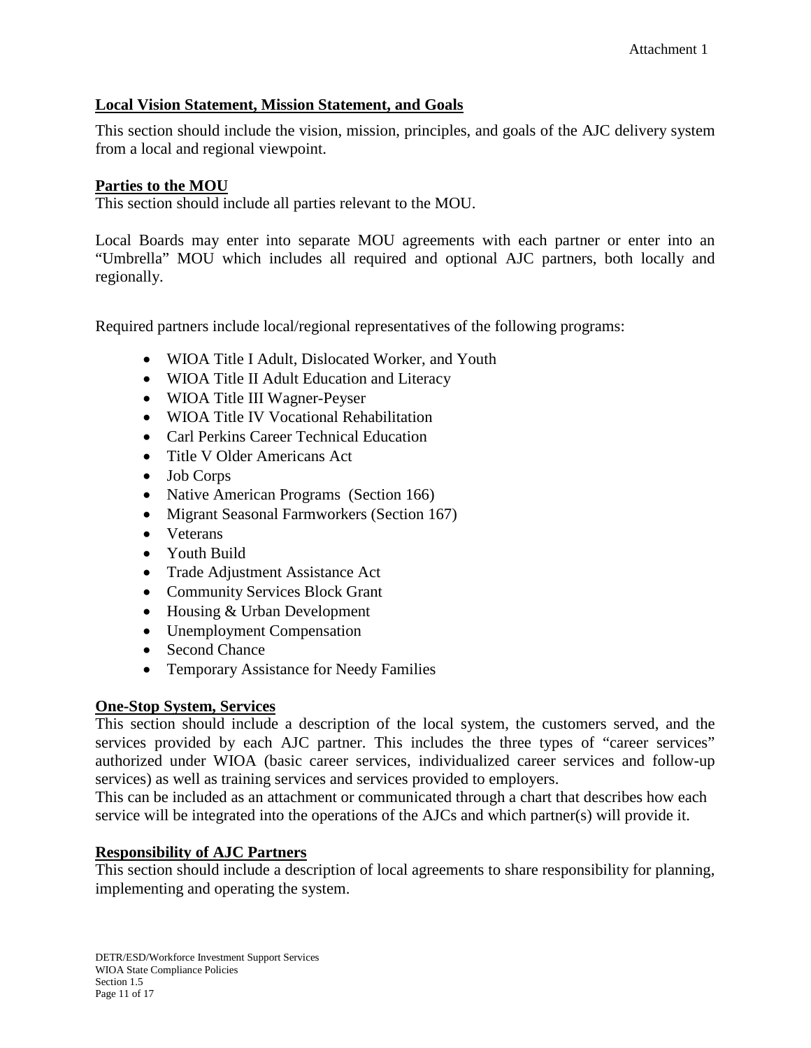Attachment 1

**Local Vision Statement, Mission Statement, and Goals**

This section should include the vision, mission, principles, and goals of the AJC delivery system from a local and regional viewpoint.

**Parties to the MOU**

This section should include all parties relevant to the MOU.

Local Boards may enter into separate MOU agreements with each partner or enter into an "Umbrella" MOU which includes all required and optional AJC partners, both locally and regionally.

Required partners include local/regional representatives of the following programs:

- WIOA Title I Adult, Dislocated Worker, and Youth
- WIOA Title II Adult Education and Literacy
- WIOA Title III Wagner-Peyser
- WIOA Title IV Vocational Rehabilitation
- Carl Perkins Career Technical Education
- Title V Older Americans Act
- Job Corps
- Native American Programs (Section 166)
- Migrant Seasonal Farmworkers (Section 167)
- Veterans
- Youth Build
- Trade Adjustment Assistance Act
- Community Services Block Grant
- Housing & Urban Development
- Unemployment Compensation
- Second Chance
- Temporary Assistance for Needy Families

**One-Stop System, Services**

This section should include a description of the local system, the customers served, and the services provided by each AJC partner. This includes the three types of "career services" authorized under WIOA (basic career services, individualized career services and follow-up services) as well as training services and services provided to employers.

This can be included as an attachment or communicated through a chart that describes how each service will be integrated into the operations of the AJCs and which partner(s) will provide it.

**Responsibility of AJC Partners**

This section should include a description of local agreements to share responsibility for planning, implementing and operating the system.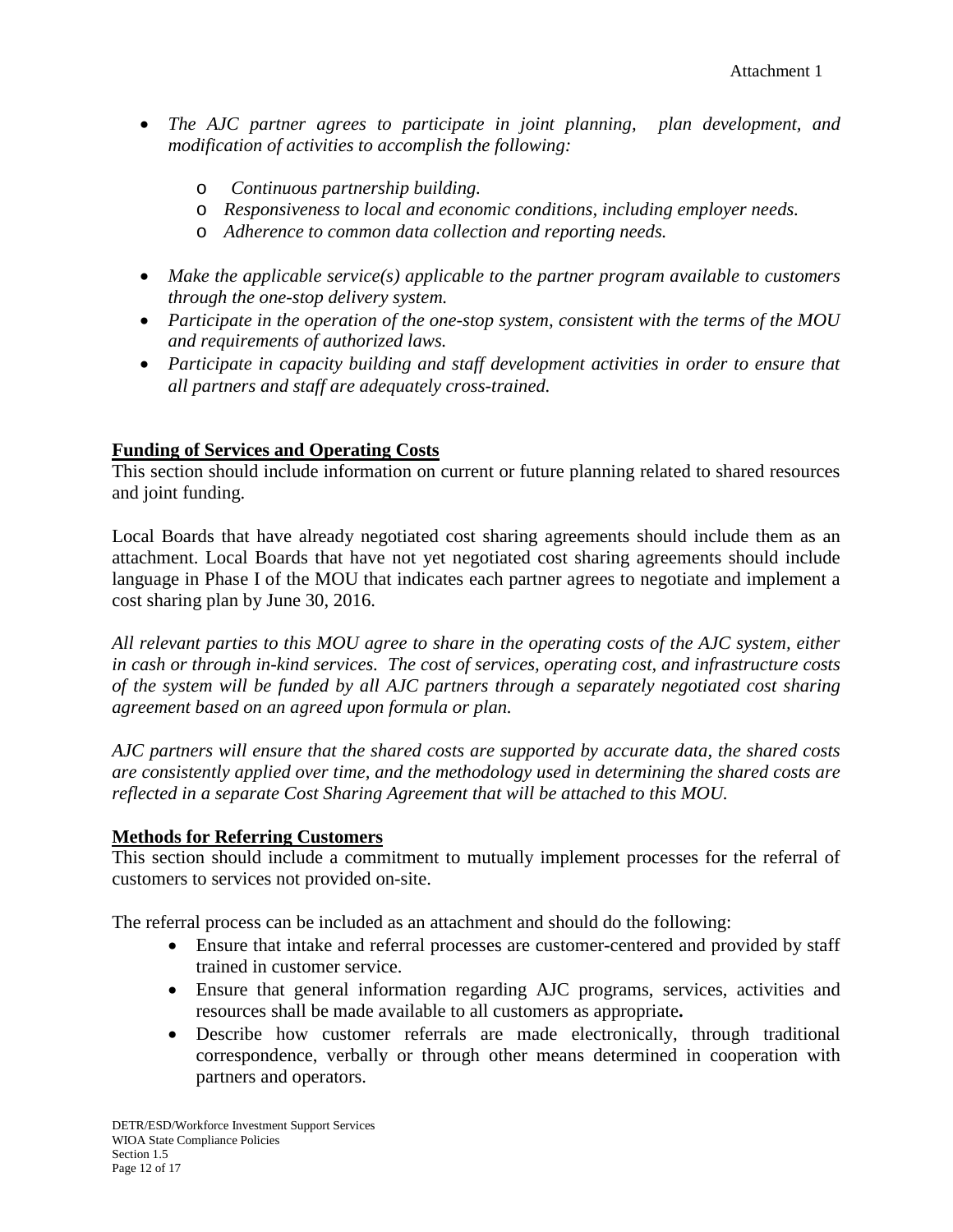- *The AJC partner agrees to participate in joint planning, plan development, and modification of activities to accomplish the following:*
  - *Continuous partnership building.*
  - *Responsiveness to local and economic conditions, including employer needs.*
  - *Adherence to common data collection and reporting needs.*
- *Make the applicable service(s) applicable to the partner program available to customers through the one-stop delivery system.*
- *Participate in the operation of the one-stop system, consistent with the terms of the MOU and requirements of authorized laws.*
- *Participate in capacity building and staff development activities in order to ensure that all partners and staff are adequately cross-trained.*

**Funding of Services and Operating Costs**

This section should include information on current or future planning related to shared resources and joint funding.

Local Boards that have already negotiated cost sharing agreements should include them as an attachment. Local Boards that have not yet negotiated cost sharing agreements should include language in Phase I of the MOU that indicates each partner agrees to negotiate and implement a cost sharing plan by June 30, 2016.

*All relevant parties to this MOU agree to share in the operating costs of the AJC system, either in cash or through in-kind services. The cost of services, operating cost, and infrastructure costs of the system will be funded by all AJC partners through a separately negotiated cost sharing agreement based on an agreed upon formula or plan.*

*AJC partners will ensure that the shared costs are supported by accurate data, the shared costs are consistently applied over time, and the methodology used in determining the shared costs are reflected in a separate Cost Sharing Agreement that will be attached to this MOU.*

**Methods for Referring Customers**

This section should include a commitment to mutually implement processes for the referral of customers to services not provided on-site.

The referral process can be included as an attachment and should do the following:

- Ensure that intake and referral processes are customer-centered and provided by staff trained in customer service.
- Ensure that general information regarding AJC programs, services, activities and resources shall be made available to all customers as appropriate**.**
- Describe how customer referrals are made electronically, through traditional correspondence, verbally or through other means determined in cooperation with partners and operators.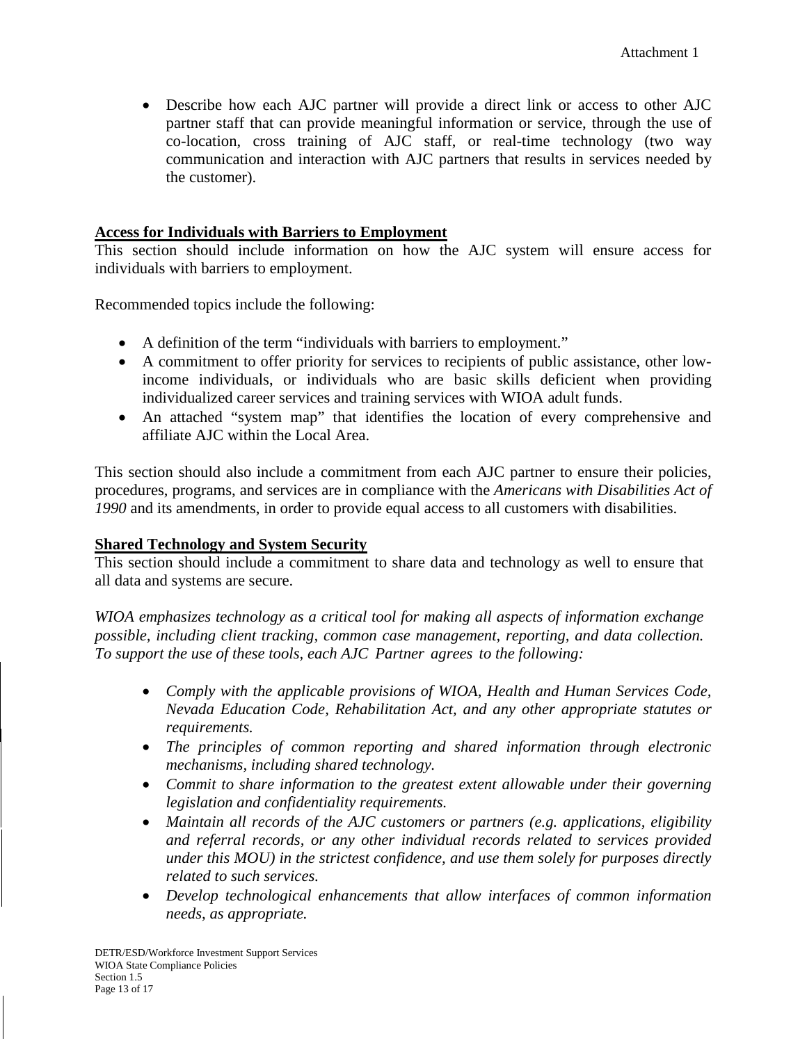- Describe how each AJC partner will provide a direct link or access to other AJC partner staff that can provide meaningful information or service, through the use of co-location, cross training of AJC staff, or real-time technology (two way communication and interaction with AJC partners that results in services needed by the customer).

**Access for Individuals with Barriers to Employment**

This section should include information on how the AJC system will ensure access for individuals with barriers to employment.

Recommended topics include the following:

- A definition of the term "individuals with barriers to employment."
- A commitment to offer priority for services to recipients of public assistance, other low-income individuals, or individuals who are basic skills deficient when providing individualized career services and training services with WIOA adult funds.
- An attached "system map" that identifies the location of every comprehensive and affiliate AJC within the Local Area.

This section should also include a commitment from each AJC partner to ensure their policies, procedures, programs, and services are in compliance with the *Americans with Disabilities Act of 1990* and its amendments, in order to provide equal access to all customers with disabilities.

**Shared Technology and System Security**

This section should include a commitment to share data and technology as well to ensure that all data and systems are secure.

*WIOA emphasizes technology as a critical tool for making all aspects of information exchange possible, including client tracking, common case management, reporting, and data collection. To support the use of these tools, each AJC Partner agrees to the following:*

- *Comply with the applicable provisions of WIOA, Health and Human Services Code, Nevada Education Code, Rehabilitation Act, and any other appropriate statutes or requirements.*
- *The principles of common reporting and shared information through electronic mechanisms, including shared technology.*
- *Commit to share information to the greatest extent allowable under their governing legislation and confidentiality requirements.*
- *Maintain all records of the AJC customers or partners (e.g. applications, eligibility and referral records, or any other individual records related to services provided under this MOU) in the strictest confidence, and use them solely for purposes directly related to such services.*
- *Develop technological enhancements that allow interfaces of common information needs, as appropriate.*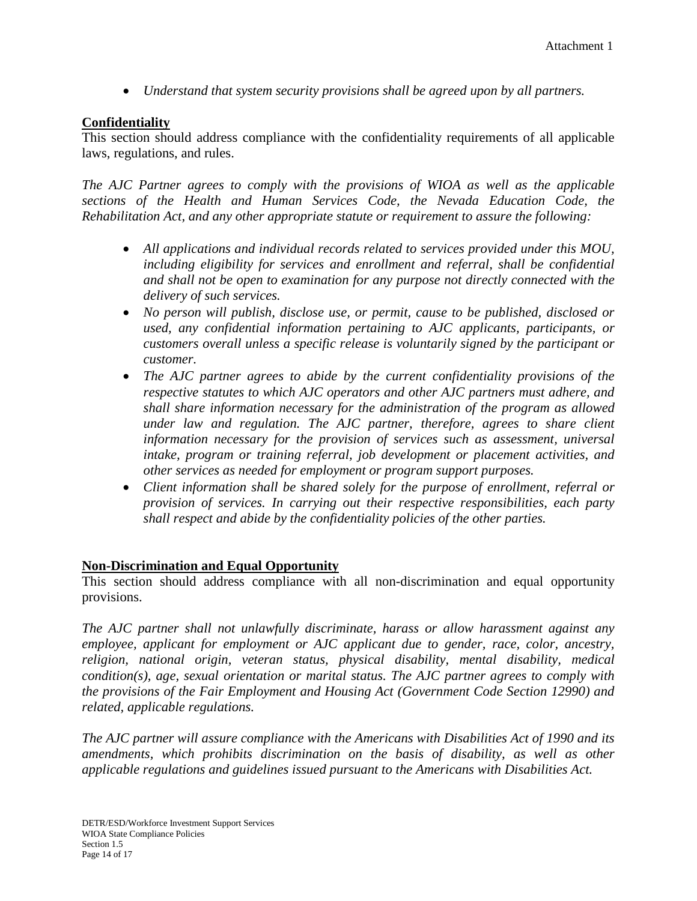- *Understand that system security provisions shall be agreed upon by all partners.*

## Confidentiality

This section should address compliance with the confidentiality requirements of all applicable laws, regulations, and rules.

*The AJC Partner agrees to comply with the provisions of WIOA as well as the applicable sections of the Health and Human Services Code, the Nevada Education Code, the Rehabilitation Act, and any other appropriate statute or requirement to assure the following:*

- *All applications and individual records related to services provided under this MOU, including eligibility for services and enrollment and referral, shall be confidential and shall not be open to examination for any purpose not directly connected with the delivery of such services.*
- *No person will publish, disclose use, or permit, cause to be published, disclosed or used, any confidential information pertaining to AJC applicants, participants, or customers overall unless a specific release is voluntarily signed by the participant or customer.*
- *The AJC partner agrees to abide by the current confidentiality provisions of the respective statutes to which AJC operators and other AJC partners must adhere, and shall share information necessary for the administration of the program as allowed under law and regulation. The AJC partner, therefore, agrees to share client information necessary for the provision of services such as assessment, universal intake, program or training referral, job development or placement activities, and other services as needed for employment or program support purposes.*
- *Client information shall be shared solely for the purpose of enrollment, referral or provision of services. In carrying out their respective responsibilities, each party shall respect and abide by the confidentiality policies of the other parties.*

## Non-Discrimination and Equal Opportunity

This section should address compliance with all non-discrimination and equal opportunity provisions.

*The AJC partner shall not unlawfully discriminate, harass or allow harassment against any employee, applicant for employment or AJC applicant due to gender, race, color, ancestry, religion, national origin, veteran status, physical disability, mental disability, medical condition(s), age, sexual orientation or marital status. The AJC partner agrees to comply with the provisions of the Fair Employment and Housing Act (Government Code Section 12990) and related, applicable regulations.*

*The AJC partner will assure compliance with the Americans with Disabilities Act of 1990 and its amendments, which prohibits discrimination on the basis of disability, as well as other applicable regulations and guidelines issued pursuant to the Americans with Disabilities Act.*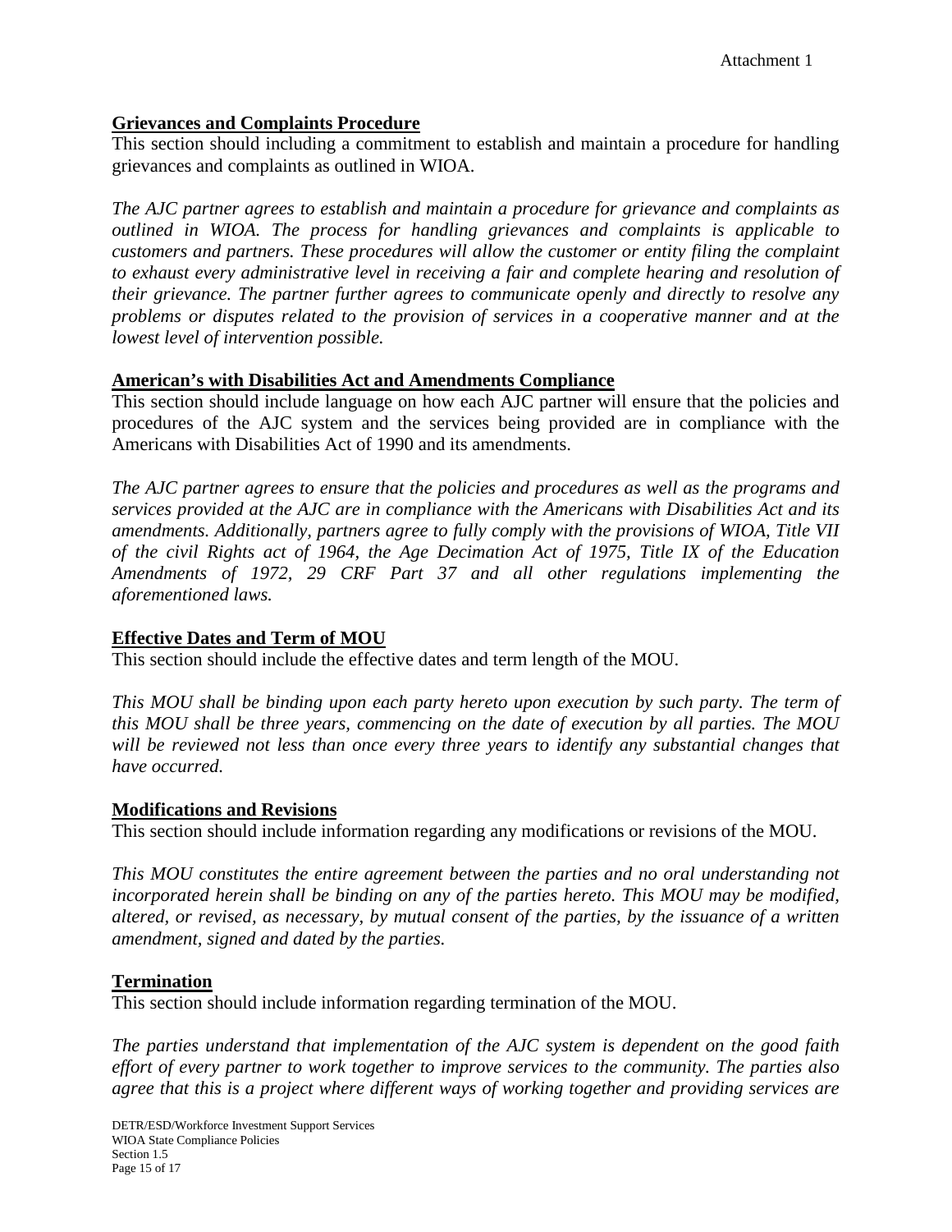## Grievances and Complaints Procedure

This section should including a commitment to establish and maintain a procedure for handling grievances and complaints as outlined in WIOA.

*The AJC partner agrees to establish and maintain a procedure for grievance and complaints as outlined in WIOA. The process for handling grievances and complaints is applicable to customers and partners. These procedures will allow the customer or entity filing the complaint to exhaust every administrative level in receiving a fair and complete hearing and resolution of their grievance. The partner further agrees to communicate openly and directly to resolve any problems or disputes related to the provision of services in a cooperative manner and at the lowest level of intervention possible.*

## American's with Disabilities Act and Amendments Compliance

This section should include language on how each AJC partner will ensure that the policies and procedures of the AJC system and the services being provided are in compliance with the Americans with Disabilities Act of 1990 and its amendments.

*The AJC partner agrees to ensure that the policies and procedures as well as the programs and services provided at the AJC are in compliance with the Americans with Disabilities Act and its amendments. Additionally, partners agree to fully comply with the provisions of WIOA, Title VII of the civil Rights act of 1964, the Age Decimation Act of 1975, Title IX of the Education Amendments of 1972, 29 CRF Part 37 and all other regulations implementing the aforementioned laws.*

## Effective Dates and Term of MOU

This section should include the effective dates and term length of the MOU.

*This MOU shall be binding upon each party hereto upon execution by such party. The term of this MOU shall be three years, commencing on the date of execution by all parties. The MOU will be reviewed not less than once every three years to identify any substantial changes that have occurred.*

## Modifications and Revisions

This section should include information regarding any modifications or revisions of the MOU.

*This MOU constitutes the entire agreement between the parties and no oral understanding not incorporated herein shall be binding on any of the parties hereto. This MOU may be modified, altered, or revised, as necessary, by mutual consent of the parties, by the issuance of a written amendment, signed and dated by the parties.*

## Termination

This section should include information regarding termination of the MOU.

*The parties understand that implementation of the AJC system is dependent on the good faith effort of every partner to work together to improve services to the community. The parties also agree that this is a project where different ways of working together and providing services are*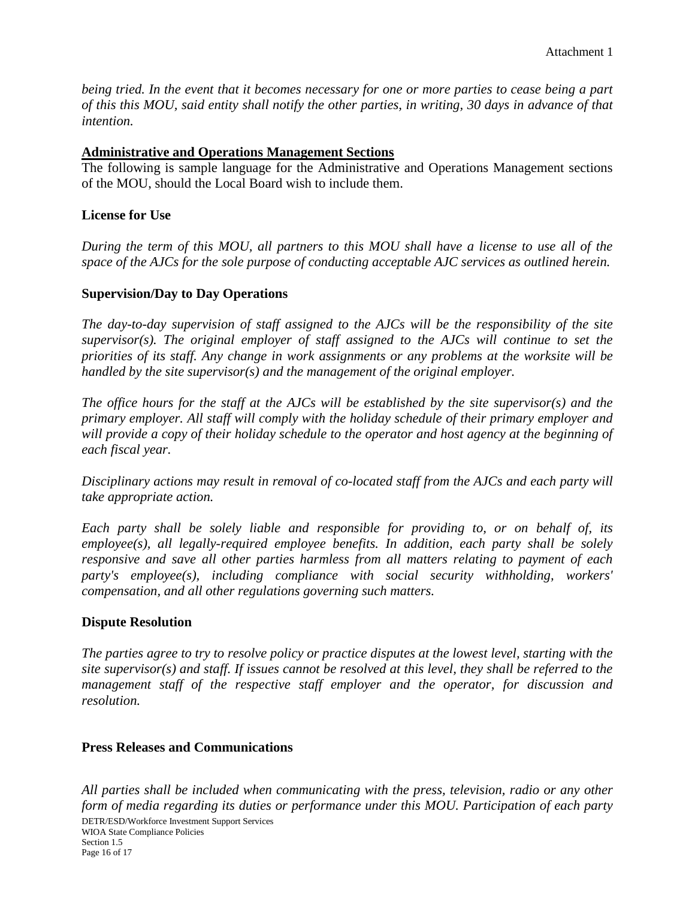*being tried. In the event that it becomes necessary for one or more parties to cease being a part of this this MOU, said entity shall notify the other parties, in writing, 30 days in advance of that intention.*

**Administrative and Operations Management Sections**

The following is sample language for the Administrative and Operations Management sections of the MOU, should the Local Board wish to include them.

**License for Use**

*During the term of this MOU, all partners to this MOU shall have a license to use all of the space of the AJCs for the sole purpose of conducting acceptable AJC services as outlined herein.*

**Supervision/Day to Day Operations**

*The day-to-day supervision of staff assigned to the AJCs will be the responsibility of the site supervisor(s). The original employer of staff assigned to the AJCs will continue to set the priorities of its staff. Any change in work assignments or any problems at the worksite will be handled by the site supervisor(s) and the management of the original employer.*

*The office hours for the staff at the AJCs will be established by the site supervisor(s) and the primary employer. All staff will comply with the holiday schedule of their primary employer and will provide a copy of their holiday schedule to the operator and host agency at the beginning of each fiscal year.*

*Disciplinary actions may result in removal of co-located staff from the AJCs and each party will take appropriate action.*

*Each party shall be solely liable and responsible for providing to, or on behalf of, its employee(s), all legally-required employee benefits. In addition, each party shall be solely responsive and save all other parties harmless from all matters relating to payment of each party's employee(s), including compliance with social security withholding, workers' compensation, and all other regulations governing such matters.*

**Dispute Resolution**

*The parties agree to try to resolve policy or practice disputes at the lowest level, starting with the site supervisor(s) and staff. If issues cannot be resolved at this level, they shall be referred to the management staff of the respective staff employer and the operator, for discussion and resolution.*

**Press Releases and Communications**

*All parties shall be included when communicating with the press, television, radio or any other form of media regarding its duties or performance under this MOU. Participation of each party*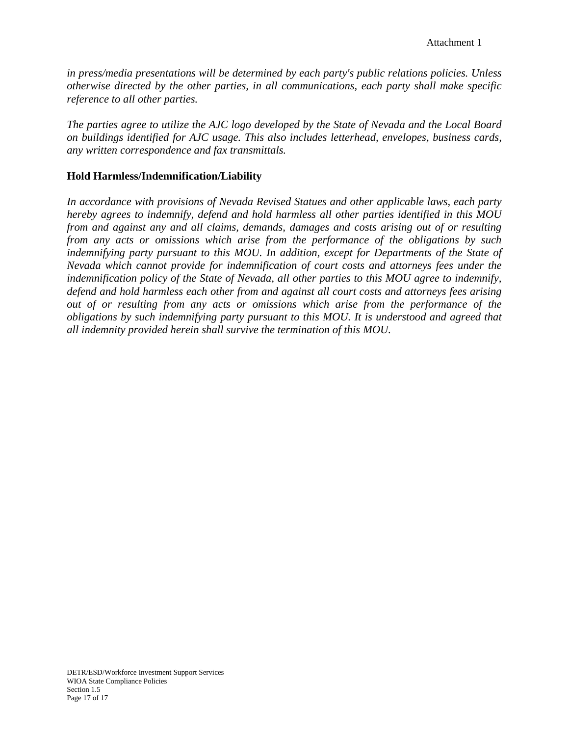*in press/media presentations will be determined by each party's public relations policies. Unless otherwise directed by the other parties, in all communications, each party shall make specific reference to all other parties.*

*The parties agree to utilize the AJC logo developed by the State of Nevada and the Local Board on buildings identified for AJC usage. This also includes letterhead, envelopes, business cards, any written correspondence and fax transmittals.*

**Hold Harmless/Indemnification/Liability**

*In accordance with provisions of Nevada Revised Statues and other applicable laws, each party hereby agrees to indemnify, defend and hold harmless all other parties identified in this MOU from and against any and all claims, demands, damages and costs arising out of or resulting from any acts or omissions which arise from the performance of the obligations by such indemnifying party pursuant to this MOU. In addition, except for Departments of the State of Nevada which cannot provide for indemnification of court costs and attorneys fees under the indemnification policy of the State of Nevada, all other parties to this MOU agree to indemnify, defend and hold harmless each other from and against all court costs and attorneys fees arising out of or resulting from any acts or omissions which arise from the performance of the obligations by such indemnifying party pursuant to this MOU. It is understood and agreed that all indemnity provided herein shall survive the termination of this MOU.*